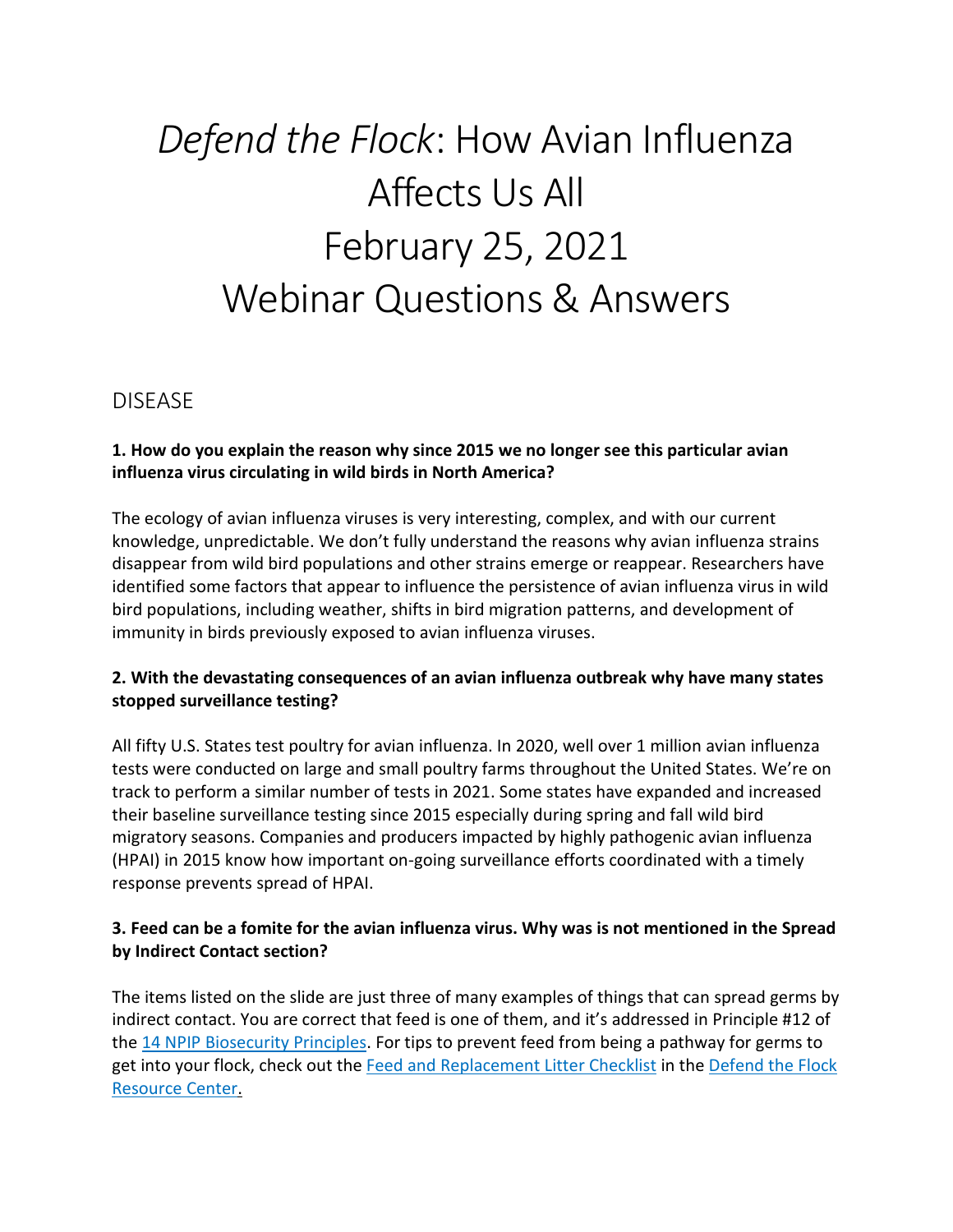# *Defend the Flock*: How Avian Influenza Affects Us All February 25, 2021 Webinar Questions & Answers

## DISEASE

**1. How do you explain the reason why since 2015 we no longer see this particular avian influenza virus circulating in wild birds in North America?**

The ecology of avian influenza viruses is very interesting, complex, and with our current knowledge, unpredictable. We don't fully understand the reasons why avian influenza strains disappear from wild bird populations and other strains emerge or reappear. Researchers have identified some factors that appear to influence the persistence of avian influenza virus in wild bird populations, including weather, shifts in bird migration patterns, and development of immunity in birds previously exposed to avian influenza viruses.

**2. With the devastating consequences of an avian influenza outbreak why have many states stopped surveillance testing?**

All fifty U.S. States test poultry for avian influenza. In 2020, well over 1 million avian influenza tests were conducted on large and small poultry farms throughout the United States. We're on track to perform a similar number of tests in 2021. Some states have expanded and increased their baseline surveillance testing since 2015 especially during spring and fall wild bird migratory seasons. Companies and producers impacted by highly pathogenic avian influenza (HPAI) in 2015 know how important on-going surveillance efforts coordinated with a timely response prevents spread of HPAI.

**3. Feed can be a fomite for the avian influenza virus. Why was is not mentioned in the Spread by Indirect Contact section?**

The items listed on the slide are just three of many examples of things that can spread germs by indirect contact. You are correct that feed is one of them, and it's addressed in Principle #12 of the 14 NPIP Biosecurity Principles. For tips to prevent feed from being a pathway for germs to get into your flock, check out the Feed and Replacement Litter Checklist in the Defend the Flock Resource Center.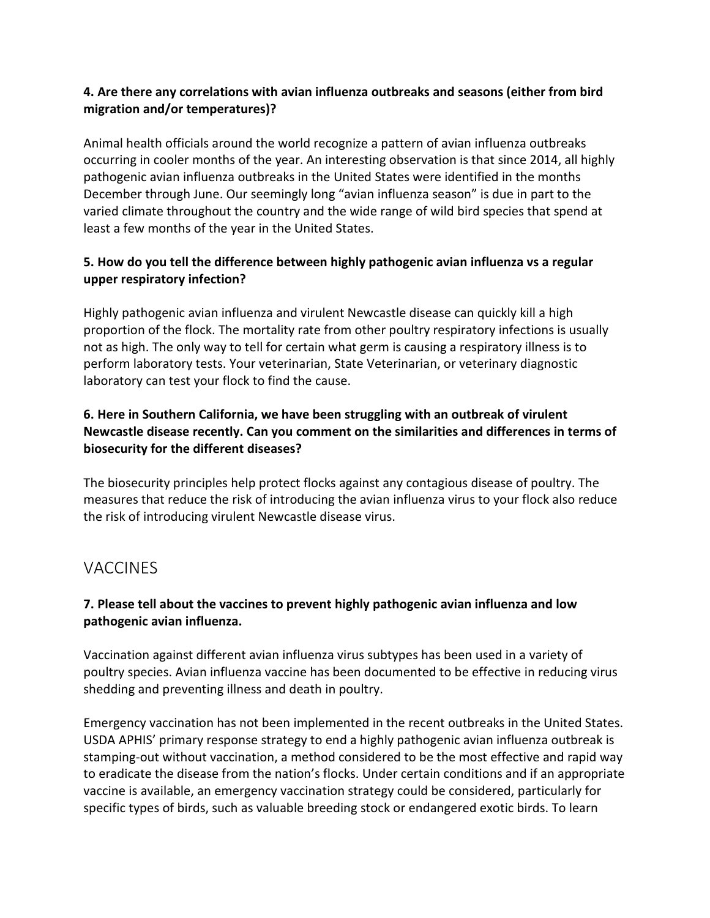**4. Are there any correlations with avian influenza outbreaks and seasons (either from bird migration and/or temperatures)?**

Animal health officials around the world recognize a pattern of avian influenza outbreaks occurring in cooler months of the year. An interesting observation is that since 2014, all highly pathogenic avian influenza outbreaks in the United States were identified in the months December through June. Our seemingly long "avian influenza season" is due in part to the varied climate throughout the country and the wide range of wild bird species that spend at least a few months of the year in the United States.

**5. How do you tell the difference between highly pathogenic avian influenza vs a regular upper respiratory infection?**

Highly pathogenic avian influenza and virulent Newcastle disease can quickly kill a high proportion of the flock. The mortality rate from other poultry respiratory infections is usually not as high. The only way to tell for certain what germ is causing a respiratory illness is to perform laboratory tests. Your veterinarian, State Veterinarian, or veterinary diagnostic laboratory can test your flock to find the cause.

**6. Here in Southern California, we have been struggling with an outbreak of virulent Newcastle disease recently. Can you comment on the similarities and differences in terms of biosecurity for the different diseases?**

The biosecurity principles help protect flocks against any contagious disease of poultry. The measures that reduce the risk of introducing the avian influenza virus to your flock also reduce the risk of introducing virulent Newcastle disease virus.

## VACCINES

**7. Please tell about the vaccines to prevent highly pathogenic avian influenza and low pathogenic avian influenza.**

Vaccination against different avian influenza virus subtypes has been used in a variety of poultry species. Avian influenza vaccine has been documented to be effective in reducing virus shedding and preventing illness and death in poultry.

Emergency vaccination has not been implemented in the recent outbreaks in the United States. USDA APHIS' primary response strategy to end a highly pathogenic avian influenza outbreak is stamping-out without vaccination, a method considered to be the most effective and rapid way to eradicate the disease from the nation's flocks. Under certain conditions and if an appropriate vaccine is available, an emergency vaccination strategy could be considered, particularly for specific types of birds, such as valuable breeding stock or endangered exotic birds. To learn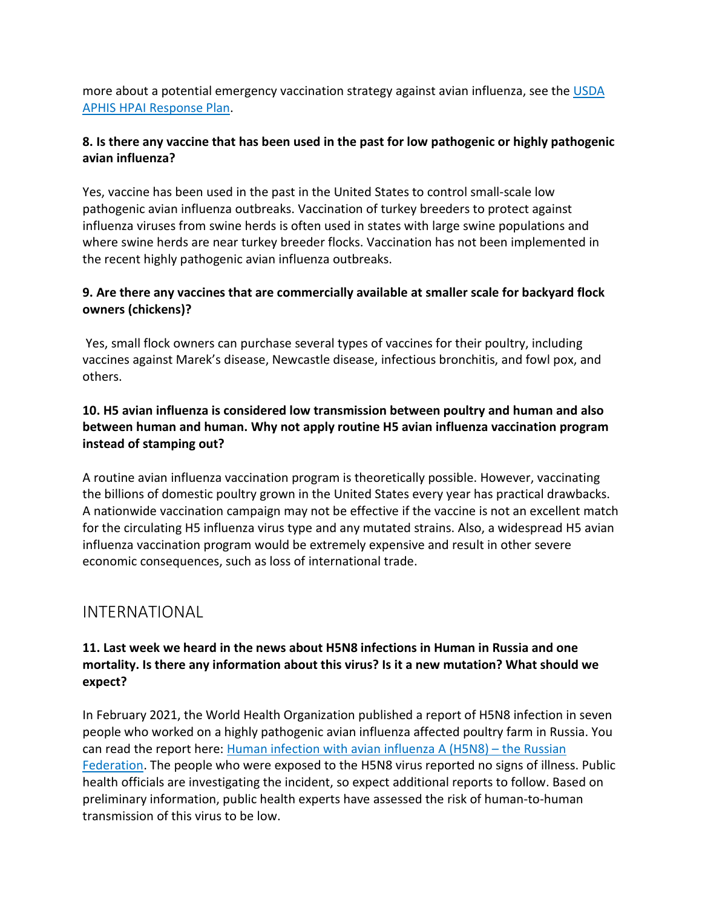more about a potential emergency vaccination strategy against avian influenza, see the [USDA APHIS HPAI Response Plan](USDA APHIS HPAI Response Plan).

**8. Is there any vaccine that has been used in the past for low pathogenic or highly pathogenic avian influenza?**

Yes, vaccine has been used in the past in the United States to control small-scale low pathogenic avian influenza outbreaks. Vaccination of turkey breeders to protect against influenza viruses from swine herds is often used in states with large swine populations and where swine herds are near turkey breeder flocks. Vaccination has not been implemented in the recent highly pathogenic avian influenza outbreaks.

**9. Are there any vaccines that are commercially available at smaller scale for backyard flock owners (chickens)?**

Yes, small flock owners can purchase several types of vaccines for their poultry, including vaccines against Marek's disease, Newcastle disease, infectious bronchitis, and fowl pox, and others.

**10. H5 avian influenza is considered low transmission between poultry and human and also between human and human. Why not apply routine H5 avian influenza vaccination program instead of stamping out?**

A routine avian influenza vaccination program is theoretically possible. However, vaccinating the billions of domestic poultry grown in the United States every year has practical drawbacks. A nationwide vaccination campaign may not be effective if the vaccine is not an excellent match for the circulating H5 influenza virus type and any mutated strains. Also, a widespread H5 avian influenza vaccination program would be extremely expensive and result in other severe economic consequences, such as loss of international trade.

## INTERNATIONAL

**11. Last week we heard in the news about H5N8 infections in Human in Russia and one mortality. Is there any information about this virus? Is it a new mutation? What should we expect?**

In February 2021, the World Health Organization published a report of H5N8 infection in seven people who worked on a highly pathogenic avian influenza affected poultry farm in Russia. You can read the report here: Human infection with avian influenza A (H5N8) – the Russian Federation. The people who were exposed to the H5N8 virus reported no signs of illness. Public health officials are investigating the incident, so expect additional reports to follow. Based on preliminary information, public health experts have assessed the risk of human-to-human transmission of this virus to be low.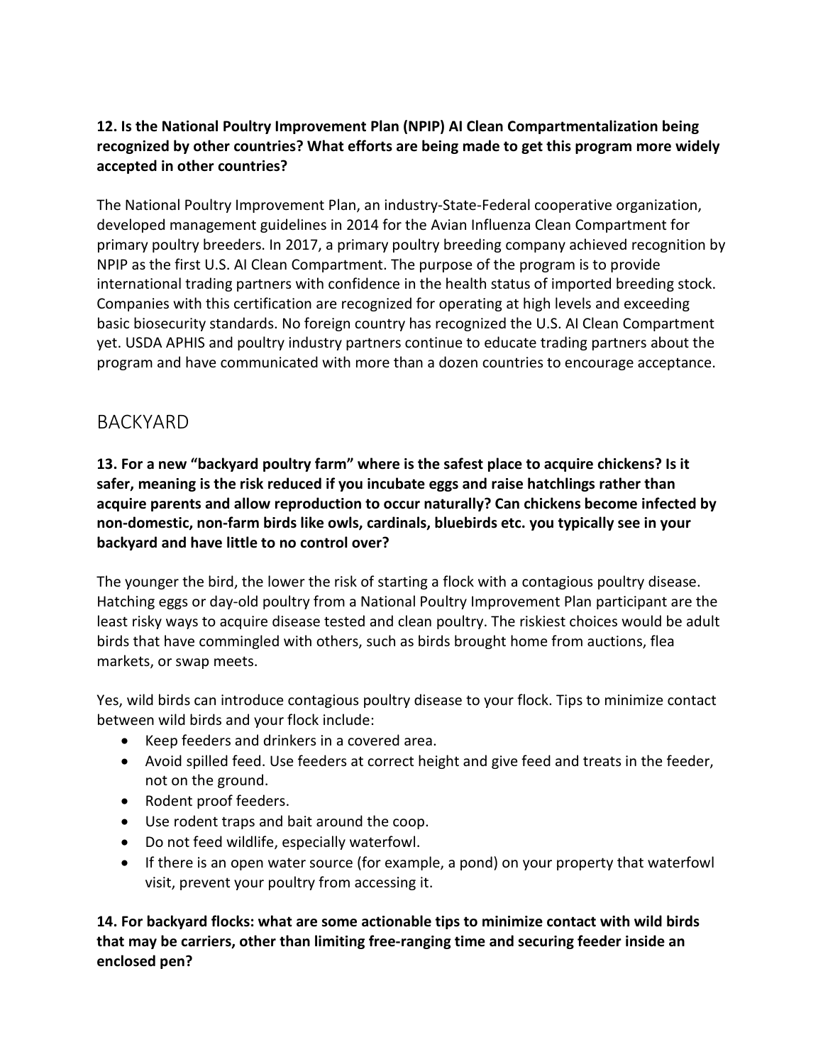**12. Is the National Poultry Improvement Plan (NPIP) AI Clean Compartmentalization being recognized by other countries? What efforts are being made to get this program more widely accepted in other countries?**

The National Poultry Improvement Plan, an industry-State-Federal cooperative organization, developed management guidelines in 2014 for the Avian Influenza Clean Compartment for primary poultry breeders. In 2017, a primary poultry breeding company achieved recognition by NPIP as the first U.S. AI Clean Compartment. The purpose of the program is to provide international trading partners with confidence in the health status of imported breeding stock. Companies with this certification are recognized for operating at high levels and exceeding basic biosecurity standards. No foreign country has recognized the U.S. AI Clean Compartment yet. USDA APHIS and poultry industry partners continue to educate trading partners about the program and have communicated with more than a dozen countries to encourage acceptance.

## BACKYARD

**13. For a new "backyard poultry farm" where is the safest place to acquire chickens? Is it safer, meaning is the risk reduced if you incubate eggs and raise hatchlings rather than acquire parents and allow reproduction to occur naturally? Can chickens become infected by non-domestic, non-farm birds like owls, cardinals, bluebirds etc. you typically see in your backyard and have little to no control over?**

The younger the bird, the lower the risk of starting a flock with a contagious poultry disease. Hatching eggs or day-old poultry from a National Poultry Improvement Plan participant are the least risky ways to acquire disease tested and clean poultry. The riskiest choices would be adult birds that have commingled with others, such as birds brought home from auctions, flea markets, or swap meets.

Yes, wild birds can introduce contagious poultry disease to your flock. Tips to minimize contact between wild birds and your flock include:

- Keep feeders and drinkers in a covered area.
- Avoid spilled feed. Use feeders at correct height and give feed and treats in the feeder, not on the ground.
- Rodent proof feeders.
- Use rodent traps and bait around the coop.
- Do not feed wildlife, especially waterfowl.
- If there is an open water source (for example, a pond) on your property that waterfowl visit, prevent your poultry from accessing it.

**14. For backyard flocks: what are some actionable tips to minimize contact with wild birds that may be carriers, other than limiting free-ranging time and securing feeder inside an enclosed pen?**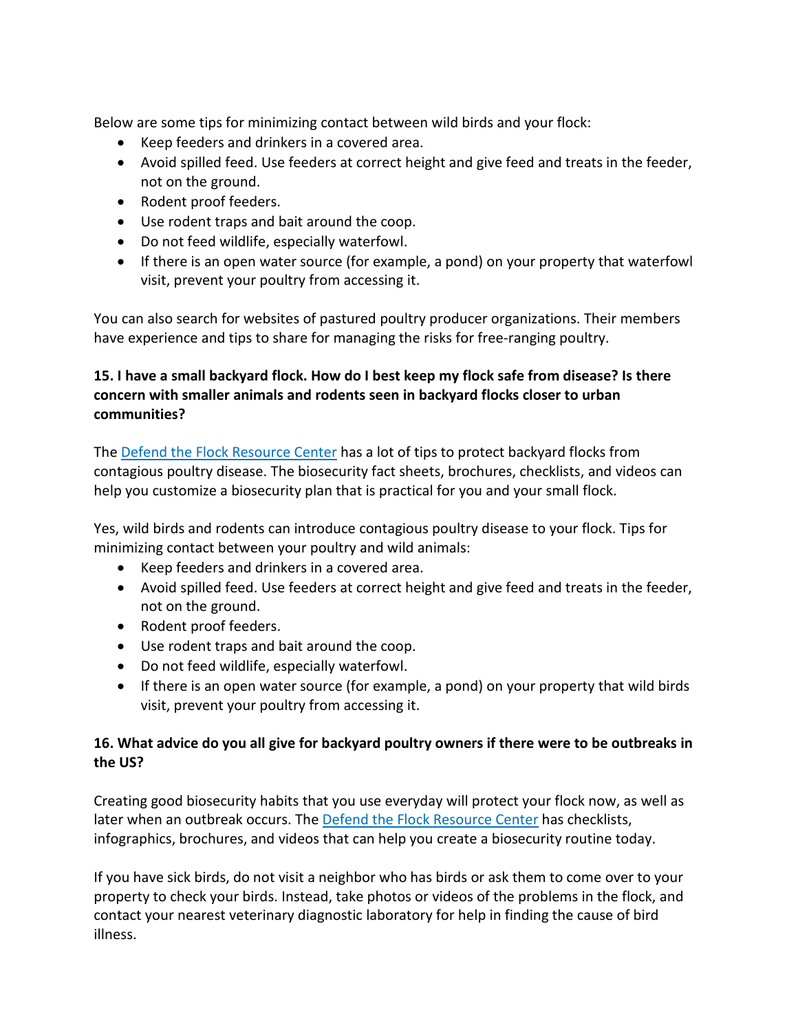Below are some tips for minimizing contact between wild birds and your flock:

- Keep feeders and drinkers in a covered area.
- Avoid spilled feed. Use feeders at correct height and give feed and treats in the feeder, not on the ground.
- Rodent proof feeders.
- Use rodent traps and bait around the coop.
- Do not feed wildlife, especially waterfowl.
- If there is an open water source (for example, a pond) on your property that waterfowl visit, prevent your poultry from accessing it.

You can also search for websites of pastured poultry producer organizations. Their members have experience and tips to share for managing the risks for free-ranging poultry.

**15. I have a small backyard flock. How do I best keep my flock safe from disease? Is there concern with smaller animals and rodents seen in backyard flocks closer to urban communities?**

The Defend the Flock Resource Center has a lot of tips to protect backyard flocks from contagious poultry disease. The biosecurity fact sheets, brochures, checklists, and videos can help you customize a biosecurity plan that is practical for you and your small flock.

Yes, wild birds and rodents can introduce contagious poultry disease to your flock. Tips for minimizing contact between your poultry and wild animals:

- Keep feeders and drinkers in a covered area.
- Avoid spilled feed. Use feeders at correct height and give feed and treats in the feeder, not on the ground.
- Rodent proof feeders.
- Use rodent traps and bait around the coop.
- Do not feed wildlife, especially waterfowl.
- If there is an open water source (for example, a pond) on your property that wild birds visit, prevent your poultry from accessing it.

**16. What advice do you all give for backyard poultry owners if there were to be outbreaks in the US?**

Creating good biosecurity habits that you use everyday will protect your flock now, as well as later when an outbreak occurs. The Defend the Flock Resource Center has checklists, infographics, brochures, and videos that can help you create a biosecurity routine today.

If you have sick birds, do not visit a neighbor who has birds or ask them to come over to your property to check your birds. Instead, take photos or videos of the problems in the flock, and contact your nearest veterinary diagnostic laboratory for help in finding the cause of bird illness.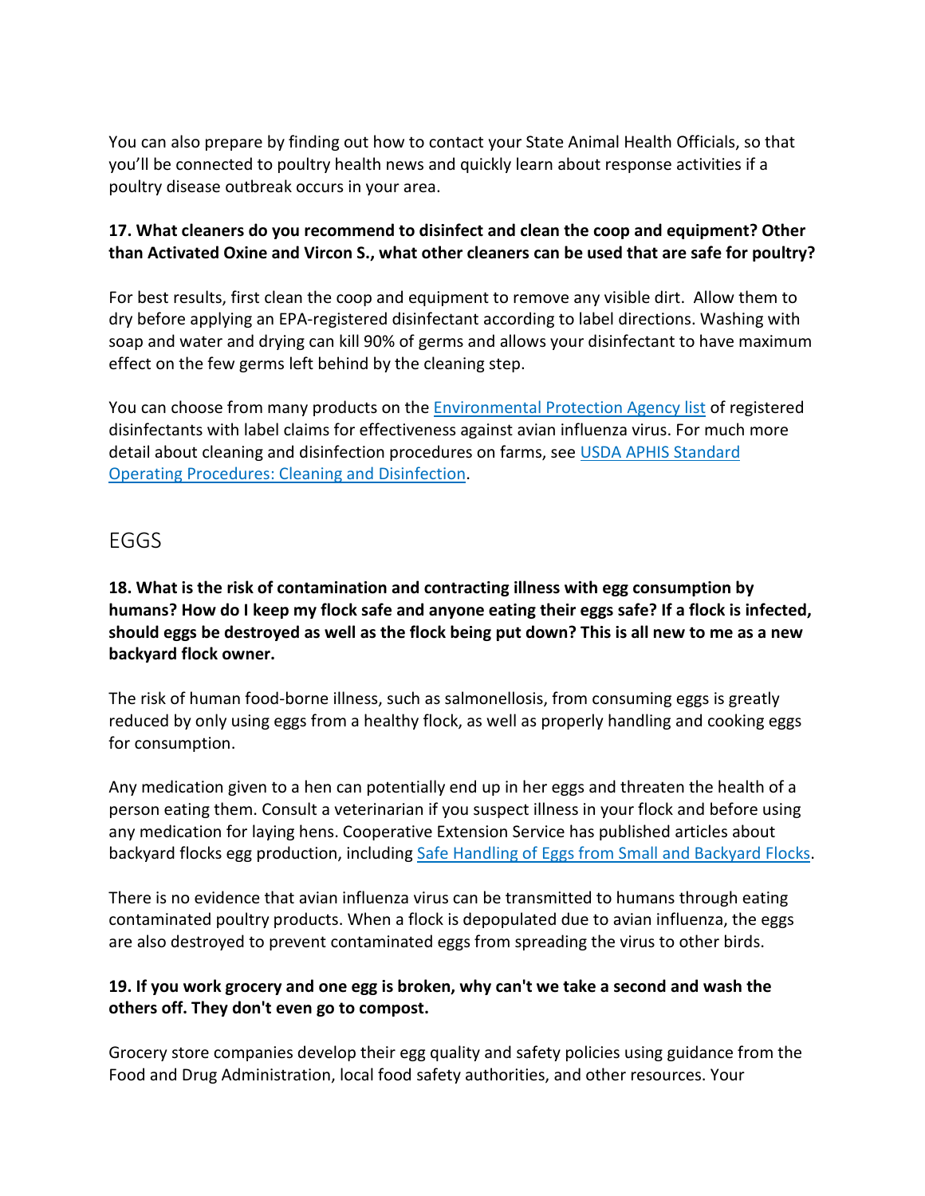You can also prepare by finding out how to contact your State Animal Health Officials, so that you'll be connected to poultry health news and quickly learn about response activities if a poultry disease outbreak occurs in your area.

**17. What cleaners do you recommend to disinfect and clean the coop and equipment? Other than Activated Oxine and Vircon S., what other cleaners can be used that are safe for poultry?**

For best results, first clean the coop and equipment to remove any visible dirt. Allow them to dry before applying an EPA-registered disinfectant according to label directions. Washing with soap and water and drying can kill 90% of germs and allows your disinfectant to have maximum effect on the few germs left behind by the cleaning step.

You can choose from many products on the [Environmental Protection Agency list](#) of registered disinfectants with label claims for effectiveness against avian influenza virus. For much more detail about cleaning and disinfection procedures on farms, see [USDA APHIS Standard Operating Procedures: Cleaning and Disinfection](#).

## EGGS

**18. What is the risk of contamination and contracting illness with egg consumption by humans? How do I keep my flock safe and anyone eating their eggs safe? If a flock is infected, should eggs be destroyed as well as the flock being put down? This is all new to me as a new backyard flock owner.**

The risk of human food-borne illness, such as salmonellosis, from consuming eggs is greatly reduced by only using eggs from a healthy flock, as well as properly handling and cooking eggs for consumption.

Any medication given to a hen can potentially end up in her eggs and threaten the health of a person eating them. Consult a veterinarian if you suspect illness in your flock and before using any medication for laying hens. Cooperative Extension Service has published articles about backyard flocks egg production, including [Safe Handling of Eggs from Small and Backyard Flocks](#).

There is no evidence that avian influenza virus can be transmitted to humans through eating contaminated poultry products. When a flock is depopulated due to avian influenza, the eggs are also destroyed to prevent contaminated eggs from spreading the virus to other birds.

**19. If you work grocery and one egg is broken, why can't we take a second and wash the others off. They don't even go to compost.**

Grocery store companies develop their egg quality and safety policies using guidance from the Food and Drug Administration, local food safety authorities, and other resources. Your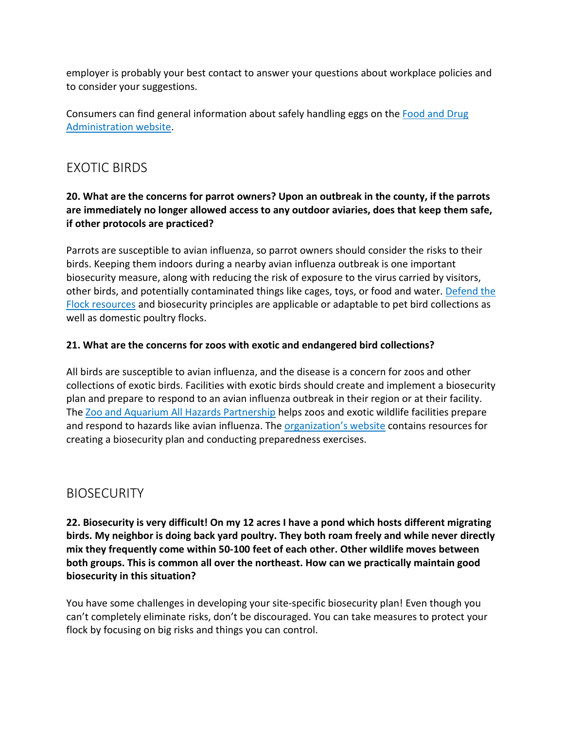employer is probably your best contact to answer your questions about workplace policies and to consider your suggestions.

Consumers can find general information about safely handling eggs on the [Food and Drug Administration website](#).

## EXOTIC BIRDS

**20. What are the concerns for parrot owners? Upon an outbreak in the county, if the parrots are immediately no longer allowed access to any outdoor aviaries, does that keep them safe, if other protocols are practiced?**

Parrots are susceptible to avian influenza, so parrot owners should consider the risks to their birds. Keeping them indoors during a nearby avian influenza outbreak is one important biosecurity measure, along with reducing the risk of exposure to the virus carried by visitors, other birds, and potentially contaminated things like cages, toys, or food and water. [Defend the Flock resources](#) and biosecurity principles are applicable or adaptable to pet bird collections as well as domestic poultry flocks.

**21. What are the concerns for zoos with exotic and endangered bird collections?**

All birds are susceptible to avian influenza, and the disease is a concern for zoos and other collections of exotic birds. Facilities with exotic birds should create and implement a biosecurity plan and prepare to respond to an avian influenza outbreak in their region or at their facility. The [Zoo and Aquarium All Hazards Partnership](#) helps zoos and exotic wildlife facilities prepare and respond to hazards like avian influenza. The [organization's website](#) contains resources for creating a biosecurity plan and conducting preparedness exercises.

## BIOSECURITY

**22. Biosecurity is very difficult! On my 12 acres I have a pond which hosts different migrating birds. My neighbor is doing back yard poultry. They both roam freely and while never directly mix they frequently come within 50-100 feet of each other. Other wildlife moves between both groups. This is common all over the northeast. How can we practically maintain good biosecurity in this situation?**

You have some challenges in developing your site-specific biosecurity plan! Even though you can't completely eliminate risks, don't be discouraged. You can take measures to protect your flock by focusing on big risks and things you can control.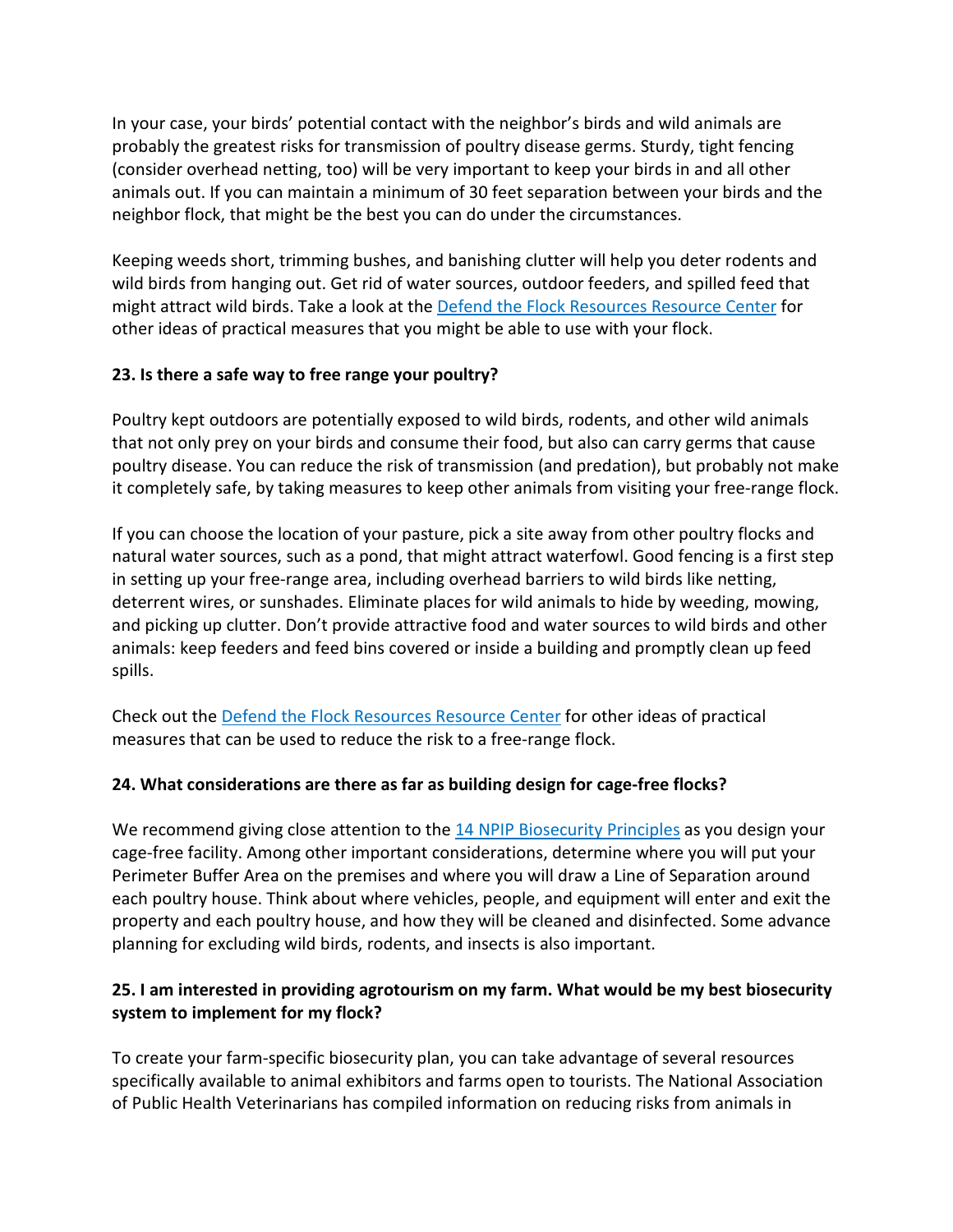In your case, your birds' potential contact with the neighbor's birds and wild animals are probably the greatest risks for transmission of poultry disease germs. Sturdy, tight fencing (consider overhead netting, too) will be very important to keep your birds in and all other animals out. If you can maintain a minimum of 30 feet separation between your birds and the neighbor flock, that might be the best you can do under the circumstances.

Keeping weeds short, trimming bushes, and banishing clutter will help you deter rodents and wild birds from hanging out. Get rid of water sources, outdoor feeders, and spilled feed that might attract wild birds. Take a look at the [Defend the Flock Resources Resource Center]() for other ideas of practical measures that you might be able to use with your flock.

**23. Is there a safe way to free range your poultry?**

Poultry kept outdoors are potentially exposed to wild birds, rodents, and other wild animals that not only prey on your birds and consume their food, but also can carry germs that cause poultry disease. You can reduce the risk of transmission (and predation), but probably not make it completely safe, by taking measures to keep other animals from visiting your free-range flock.

If you can choose the location of your pasture, pick a site away from other poultry flocks and natural water sources, such as a pond, that might attract waterfowl. Good fencing is a first step in setting up your free-range area, including overhead barriers to wild birds like netting, deterrent wires, or sunshades. Eliminate places for wild animals to hide by weeding, mowing, and picking up clutter. Don't provide attractive food and water sources to wild birds and other animals: keep feeders and feed bins covered or inside a building and promptly clean up feed spills.

Check out the [Defend the Flock Resources Resource Center]() for other ideas of practical measures that can be used to reduce the risk to a free-range flock.

**24. What considerations are there as far as building design for cage-free flocks?**

We recommend giving close attention to the [14 NPIP Biosecurity Principles]() as you design your cage-free facility. Among other important considerations, determine where you will put your Perimeter Buffer Area on the premises and where you will draw a Line of Separation around each poultry house. Think about where vehicles, people, and equipment will enter and exit the property and each poultry house, and how they will be cleaned and disinfected. Some advance planning for excluding wild birds, rodents, and insects is also important.

**25. I am interested in providing agrotourism on my farm. What would be my best biosecurity system to implement for my flock?**

To create your farm-specific biosecurity plan, you can take advantage of several resources specifically available to animal exhibitors and farms open to tourists. The National Association of Public Health Veterinarians has compiled information on reducing risks from animals in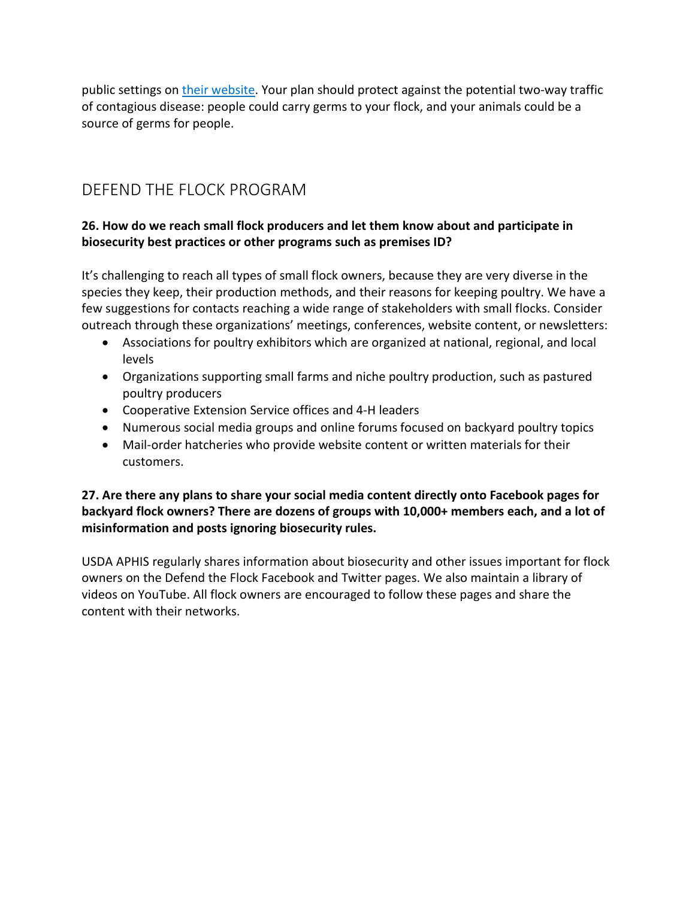public settings on [their website](). Your plan should protect against the potential two-way traffic of contagious disease: people could carry germs to your flock, and your animals could be a source of germs for people.

## DEFEND THE FLOCK PROGRAM

**26. How do we reach small flock producers and let them know about and participate in biosecurity best practices or other programs such as premises ID?**

It's challenging to reach all types of small flock owners, because they are very diverse in the species they keep, their production methods, and their reasons for keeping poultry. We have a few suggestions for contacts reaching a wide range of stakeholders with small flocks. Consider outreach through these organizations' meetings, conferences, website content, or newsletters:

- Associations for poultry exhibitors which are organized at national, regional, and local levels
- Organizations supporting small farms and niche poultry production, such as pastured poultry producers
- Cooperative Extension Service offices and 4-H leaders
- Numerous social media groups and online forums focused on backyard poultry topics
- Mail-order hatcheries who provide website content or written materials for their customers.

**27. Are there any plans to share your social media content directly onto Facebook pages for backyard flock owners? There are dozens of groups with 10,000+ members each, and a lot of misinformation and posts ignoring biosecurity rules.**

USDA APHIS regularly shares information about biosecurity and other issues important for flock owners on the Defend the Flock Facebook and Twitter pages. We also maintain a library of videos on YouTube. All flock owners are encouraged to follow these pages and share the content with their networks.